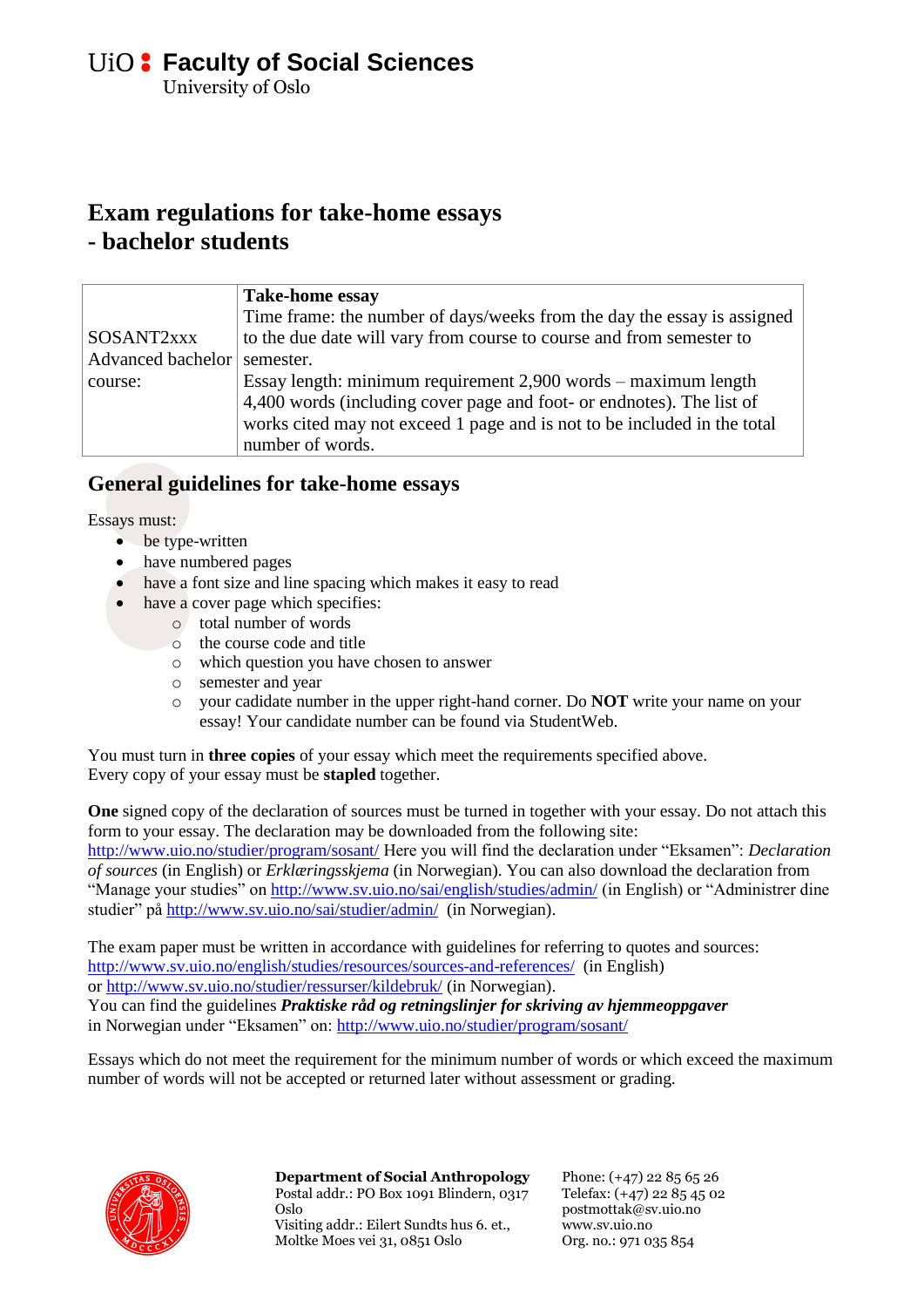UiO : **Faculty of Social Sciences**
University of Oslo

# Exam regulations for take-home essays - bachelor students

| | |
|---|---|
| SOSANT2xxx Advanced bachelor course: | **Take-home essay**<br>Time frame: the number of days/weeks from the day the essay is assigned to the due date will vary from course to course and from semester to semester.<br>Essay length: minimum requirement 2,900 words – maximum length 4,400 words (including cover page and foot- or endnotes). The list of works cited may not exceed 1 page and is not to be included in the total number of words. |

## General guidelines for take-home essays

Essays must:

- be type-written
- have numbered pages
- have a font size and line spacing which makes it easy to read
- have a cover page which specifies:
  - total number of words
  - the course code and title
  - which question you have chosen to answer
  - semester and year
  - your cadidate number in the upper right-hand corner. Do **NOT** write your name on your essay! Your candidate number can be found via StudentWeb.

You must turn in **three copies** of your essay which meet the requirements specified above.
Every copy of your essay must be **stapled** together.

**One** signed copy of the declaration of sources must be turned in together with your essay. Do not attach this form to your essay. The declaration may be downloaded from the following site: http://www.uio.no/studier/program/sosant/ Here you will find the declaration under "Eksamen": *Declaration of sources* (in English) or *Erklæringsskjema* (in Norwegian). You can also download the declaration from "Manage your studies" on http://www.sv.uio.no/sai/english/studies/admin/ (in English) or "Administrer dine studier" på http://www.sv.uio.no/sai/studier/admin/ (in Norwegian).

The exam paper must be written in accordance with guidelines for referring to quotes and sources: http://www.sv.uio.no/english/studies/resources/sources-and-references/ (in English)
or http://www.sv.uio.no/studier/ressurser/kildebruk/ (in Norwegian).
You can find the guidelines ***Praktiske råd og retningslinjer for skriving av hjemmeoppgaver*** in Norwegian under "Eksamen" on: http://www.uio.no/studier/program/sosant/

Essays which do not meet the requirement for the minimum number of words or which exceed the maximum number of words will not be accepted or returned later without assessment or grading.

**Department of Social Anthropology**
Postal addr.: PO Box 1091 Blindern, 0317 Oslo
Visiting addr.: Eilert Sundts hus 6. et., Moltke Moes vei 31, 0851 Oslo

Phone: (+47) 22 85 65 26
Telefax: (+47) 22 85 45 02
postmottak@sv.uio.no
www.sv.uio.no
Org. no.: 971 035 854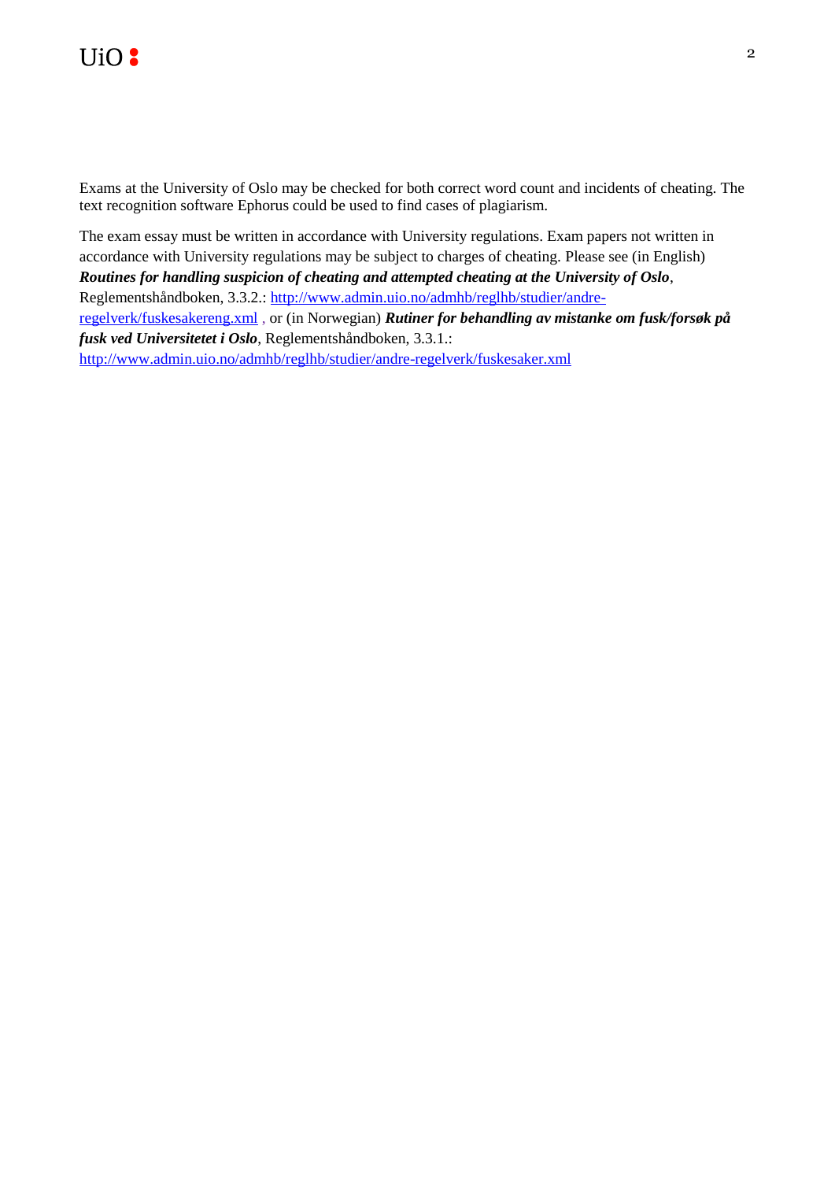Exams at the University of Oslo may be checked for both correct word count and incidents of cheating. The text recognition software Ephorus could be used to find cases of plagiarism.

The exam essay must be written in accordance with University regulations. Exam papers not written in accordance with University regulations may be subject to charges of cheating. Please see (in English) ***Routines for handling suspicion of cheating and attempted cheating at the University of Oslo***, Reglementshåndboken, 3.3.2.: http://www.admin.uio.no/admhb/reglhb/studier/andre-regelverk/fuskesakereng.xml , or (in Norwegian) ***Rutiner for behandling av mistanke om fusk/forsøk på fusk ved Universitetet i Oslo***, Reglementshåndboken, 3.3.1.: http://www.admin.uio.no/admhb/reglhb/studier/andre-regelverk/fuskesaker.xml